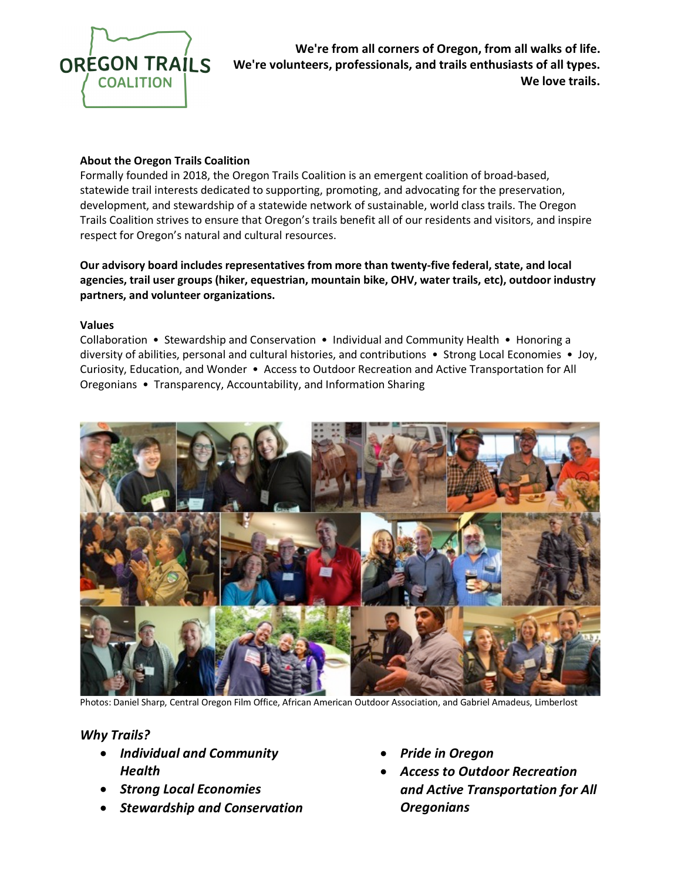**OREGON TRAILS COALITION**

**We're from all corners of Oregon, from all walks of life.**
**We're volunteers, professionals, and trails enthusiasts of all types.**
**We love trails.**

**About the Oregon Trails Coalition**

Formally founded in 2018, the Oregon Trails Coalition is an emergent coalition of broad-based, statewide trail interests dedicated to supporting, promoting, and advocating for the preservation, development, and stewardship of a statewide network of sustainable, world class trails. The Oregon Trails Coalition strives to ensure that Oregon's trails benefit all of our residents and visitors, and inspire respect for Oregon's natural and cultural resources.

**Our advisory board includes representatives from more than twenty-five federal, state, and local agencies, trail user groups (hiker, equestrian, mountain bike, OHV, water trails, etc), outdoor industry partners, and volunteer organizations.**

**Values**

Collaboration • Stewardship and Conservation • Individual and Community Health • Honoring a diversity of abilities, personal and cultural histories, and contributions • Strong Local Economies • Joy, Curiosity, Education, and Wonder • Access to Outdoor Recreation and Active Transportation for All Oregonians • Transparency, Accountability, and Information Sharing

Photos: Daniel Sharp, Central Oregon Film Office, African American Outdoor Association, and Gabriel Amadeus, Limberlost

### *Why Trails?*

- ***Individual and Community Health***
- ***Strong Local Economies***
- ***Stewardship and Conservation***
- ***Pride in Oregon***
- ***Access to Outdoor Recreation and Active Transportation for All Oregonians***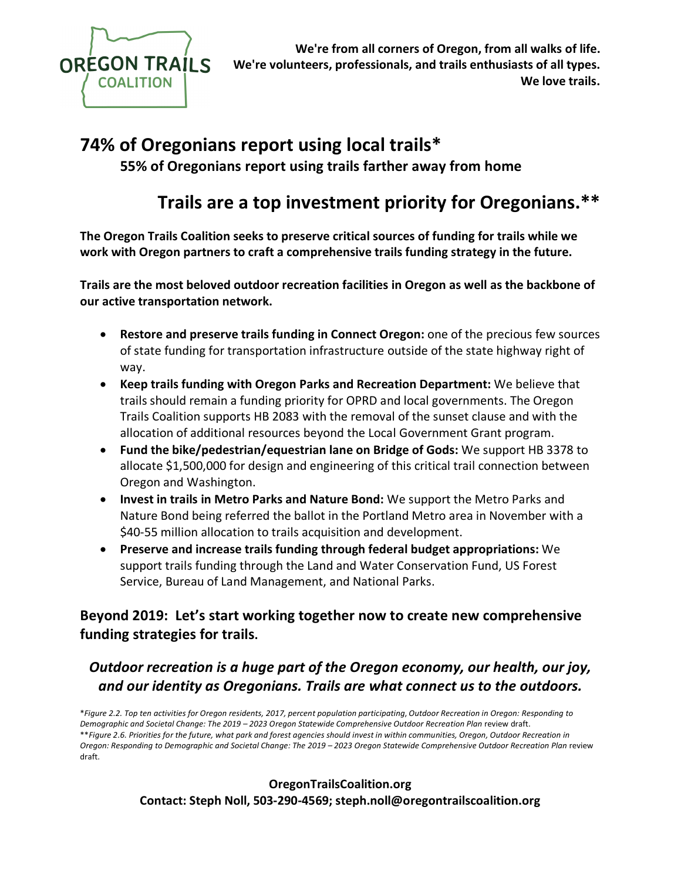OREGON TRAILS COALITION

**We're from all corners of Oregon, from all walks of life.**
**We're volunteers, professionals, and trails enthusiasts of all types.**
**We love trails.**

# 74% of Oregonians report using local trails*

### 55% of Oregonians report using trails farther away from home

## Trails are a top investment priority for Oregonians.**

**The Oregon Trails Coalition seeks to preserve critical sources of funding for trails while we work with Oregon partners to craft a comprehensive trails funding strategy in the future.**

**Trails are the most beloved outdoor recreation facilities in Oregon as well as the backbone of our active transportation network.**

- **Restore and preserve trails funding in Connect Oregon:** one of the precious few sources of state funding for transportation infrastructure outside of the state highway right of way.
- **Keep trails funding with Oregon Parks and Recreation Department:** We believe that trails should remain a funding priority for OPRD and local governments. The Oregon Trails Coalition supports HB 2083 with the removal of the sunset clause and with the allocation of additional resources beyond the Local Government Grant program.
- **Fund the bike/pedestrian/equestrian lane on Bridge of Gods:** We support HB 3378 to allocate $1,500,000 for design and engineering of this critical trail connection between Oregon and Washington.
- **Invest in trails in Metro Parks and Nature Bond:** We support the Metro Parks and Nature Bond being referred the ballot in the Portland Metro area in November with a $40-55 million allocation to trails acquisition and development.
- **Preserve and increase trails funding through federal budget appropriations:** We support trails funding through the Land and Water Conservation Fund, US Forest Service, Bureau of Land Management, and National Parks.

### Beyond 2019: Let's start working together now to create new comprehensive funding strategies for trails.

### *Outdoor recreation is a huge part of the Oregon economy, our health, our joy, and our identity as Oregonians. Trails are what connect us to the outdoors.*

*Figure 2.2. Top ten activities for Oregon residents, 2017, percent population participating, Outdoor Recreation in Oregon: Responding to Demographic and Societal Change: The 2019 – 2023 Oregon Statewide Comprehensive Outdoor Recreation Plan* review draft.
***Figure 2.6. Priorities for the future, what park and forest agencies should invest in within communities, Oregon, Outdoor Recreation in Oregon: Responding to Demographic and Societal Change: The 2019 – 2023 Oregon Statewide Comprehensive Outdoor Recreation Plan* review draft.

**OregonTrailsCoalition.org**
**Contact: Steph Noll, 503-290-4569; steph.noll@oregontrailscoalition.org**